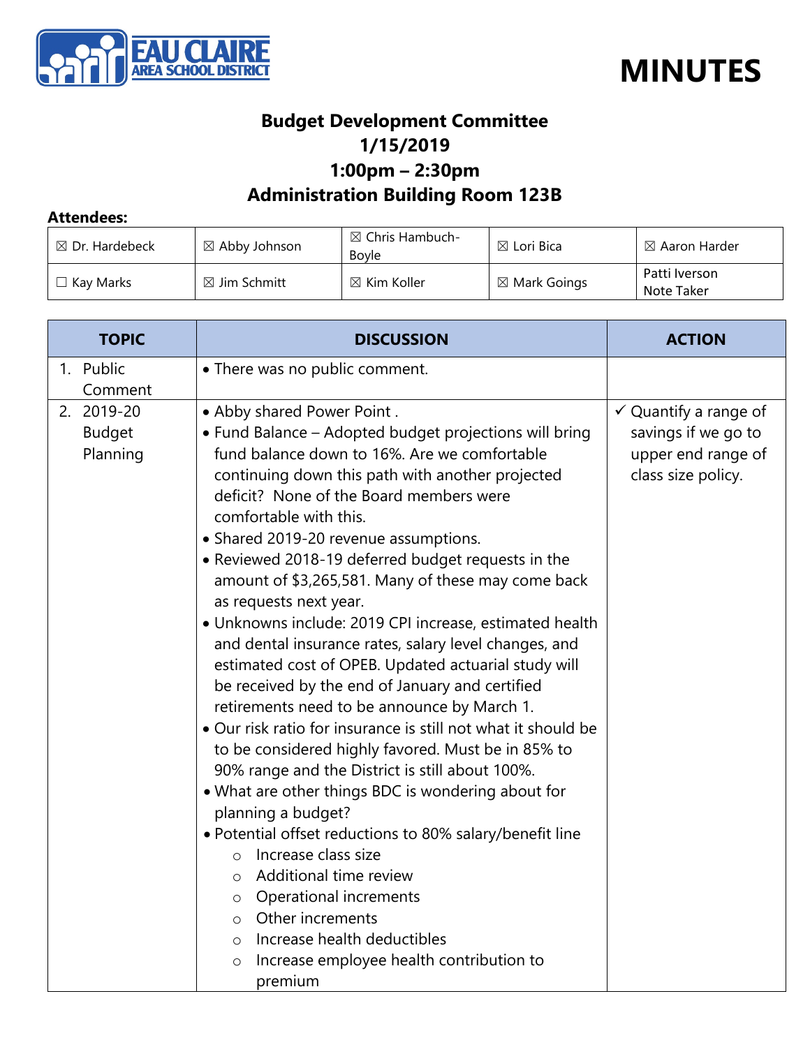EAU CLAIRE AREA SCHOOL DISTRICT

# MINUTES

## Budget Development Committee
## 1/15/2019
## 1:00pm – 2:30pm
## Administration Building Room 123B

**Attendees:**

| | | | | |
|---|---|---|---|---|
| ☒ Dr. Hardebeck | ☒ Abby Johnson | ☒ Chris Hambuch-Boyle | ☒ Lori Bica | ☒ Aaron Harder |
| ☐ Kay Marks | ☒ Jim Schmitt | ☒ Kim Koller | ☒ Mark Goings | Patti Iverson Note Taker |

| TOPIC | DISCUSSION | ACTION |
|---|---|---|
| 1. Public Comment | • There was no public comment. | |
| 2. 2019-20 Budget Planning | • Abby shared Power Point .<br>• Fund Balance – Adopted budget projections will bring fund balance down to 16%. Are we comfortable continuing down this path with another projected deficit? None of the Board members were comfortable with this.<br>• Shared 2019-20 revenue assumptions.<br>• Reviewed 2018-19 deferred budget requests in the amount of $3,265,581. Many of these may come back as requests next year.<br>• Unknowns include: 2019 CPI increase, estimated health and dental insurance rates, salary level changes, and estimated cost of OPEB. Updated actuarial study will be received by the end of January and certified retirements need to be announce by March 1.<br>• Our risk ratio for insurance is still not what it should be to be considered highly favored. Must be in 85% to 90% range and the District is still about 100%.<br>• What are other things BDC is wondering about for planning a budget?<br>• Potential offset reductions to 80% salary/benefit line<br>  ○ Increase class size<br>  ○ Additional time review<br>  ○ Operational increments<br>  ○ Other increments<br>  ○ Increase health deductibles<br>  ○ Increase employee health contribution to premium | ✓ Quantify a range of savings if we go to upper end range of class size policy. |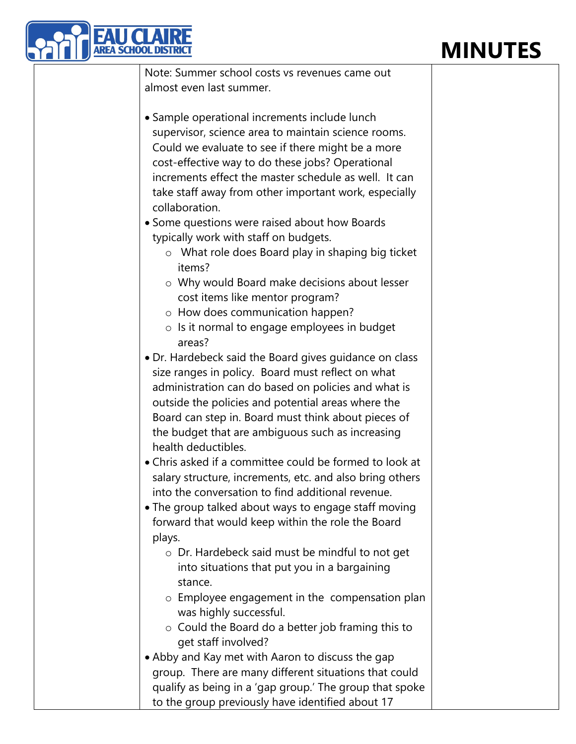Note: Summer school costs vs revenues came out almost even last summer.

- Sample operational increments include lunch supervisor, science area to maintain science rooms. Could we evaluate to see if there might be a more cost-effective way to do these jobs? Operational increments effect the master schedule as well. It can take staff away from other important work, especially collaboration.
- Some questions were raised about how Boards typically work with staff on budgets.
  - What role does Board play in shaping big ticket items?
  - Why would Board make decisions about lesser cost items like mentor program?
  - How does communication happen?
  - Is it normal to engage employees in budget areas?
- Dr. Hardebeck said the Board gives guidance on class size ranges in policy. Board must reflect on what administration can do based on policies and what is outside the policies and potential areas where the Board can step in. Board must think about pieces of the budget that are ambiguous such as increasing health deductibles.
- Chris asked if a committee could be formed to look at salary structure, increments, etc. and also bring others into the conversation to find additional revenue.
- The group talked about ways to engage staff moving forward that would keep within the role the Board plays.
  - Dr. Hardebeck said must be mindful to not get into situations that put you in a bargaining stance.
  - Employee engagement in the compensation plan was highly successful.
  - Could the Board do a better job framing this to get staff involved?
- Abby and Kay met with Aaron to discuss the gap group. There are many different situations that could qualify as being in a 'gap group.' The group that spoke to the group previously have identified about 17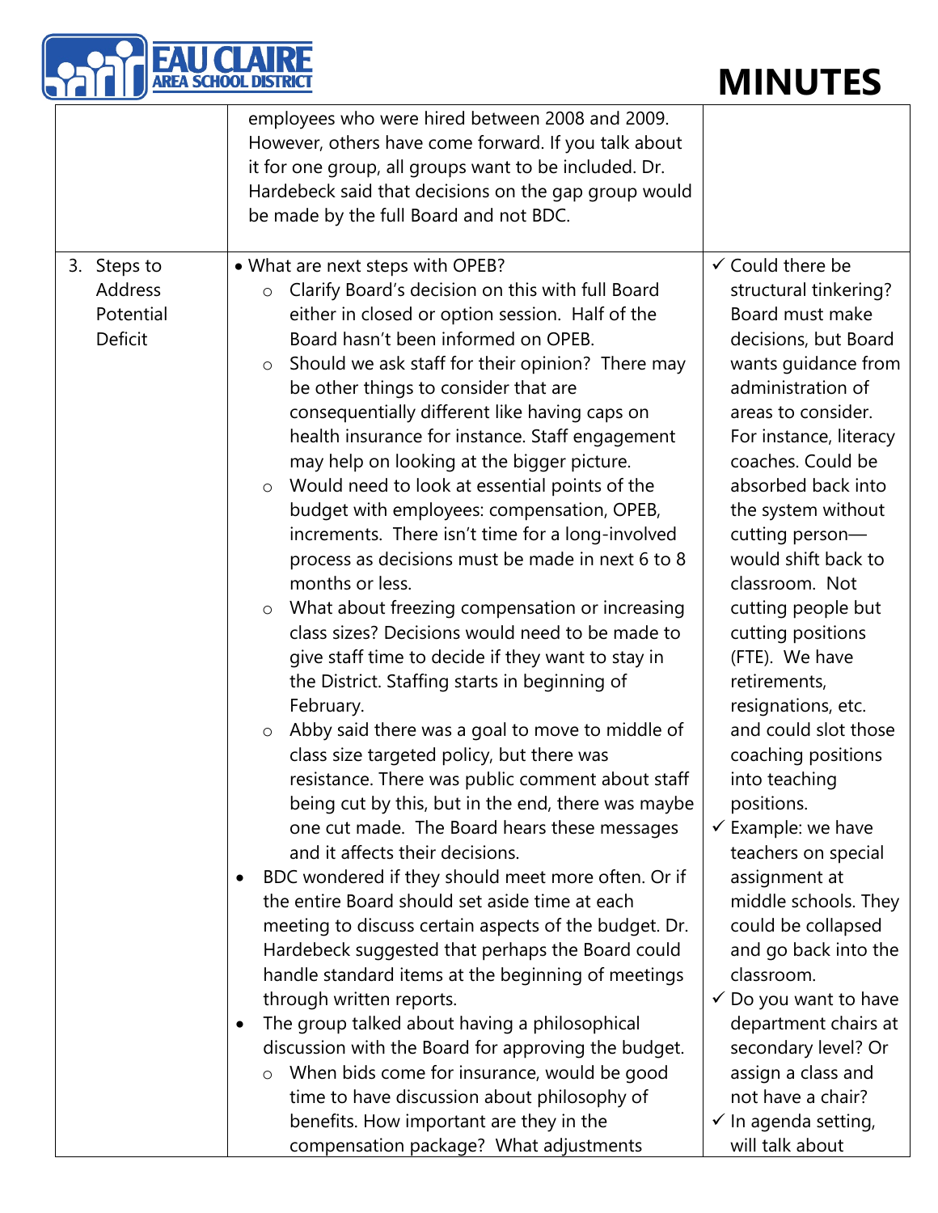| | | |
|---|---|---|
| | employees who were hired between 2008 and 2009. However, others have come forward. If you talk about it for one group, all groups want to be included. Dr. Hardebeck said that decisions on the gap group would be made by the full Board and not BDC. | |
| 3. Steps to Address Potential Deficit | • What are next steps with OPEB?<br>○ Clarify Board's decision on this with full Board either in closed or option session. Half of the Board hasn't been informed on OPEB.<br>○ Should we ask staff for their opinion? There may be other things to consider that are consequentially different like having caps on health insurance for instance. Staff engagement may help on looking at the bigger picture.<br>○ Would need to look at essential points of the budget with employees: compensation, OPEB, increments. There isn't time for a long-involved process as decisions must be made in next 6 to 8 months or less.<br>○ What about freezing compensation or increasing class sizes? Decisions would need to be made to give staff time to decide if they want to stay in the District. Staffing starts in beginning of February.<br>○ Abby said there was a goal to move to middle of class size targeted policy, but there was resistance. There was public comment about staff being cut by this, but in the end, there was maybe one cut made. The Board hears these messages and it affects their decisions.<br>• BDC wondered if they should meet more often. Or if the entire Board should set aside time at each meeting to discuss certain aspects of the budget. Dr. Hardebeck suggested that perhaps the Board could handle standard items at the beginning of meetings through written reports.<br>• The group talked about having a philosophical discussion with the Board for approving the budget.<br>○ When bids come for insurance, would be good time to have discussion about philosophy of benefits. How important are they in the compensation package? What adjustments | ✓ Could there be structural tinkering? Board must make decisions, but Board wants guidance from administration of areas to consider. For instance, literacy coaches. Could be absorbed back into the system without cutting person—would shift back to classroom. Not cutting people but cutting positions (FTE). We have retirements, resignations, etc. and could slot those coaching positions into teaching positions.<br>✓ Example: we have teachers on special assignment at middle schools. They could be collapsed and go back into the classroom.<br>✓ Do you want to have department chairs at secondary level? Or assign a class and not have a chair?<br>✓ In agenda setting, will talk about |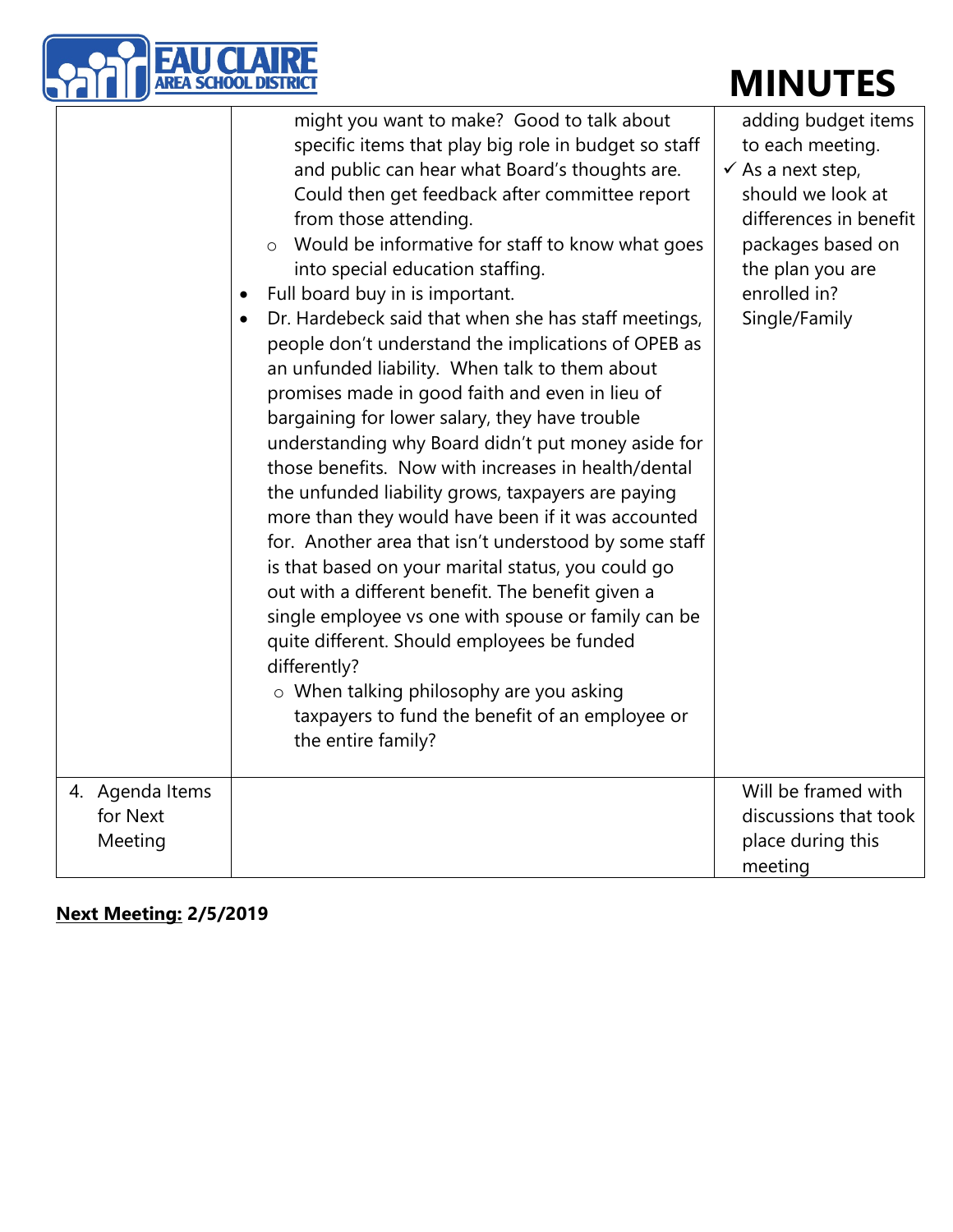| | | |
|---|---|---|
| | might you want to make? Good to talk about specific items that play big role in budget so staff and public can hear what Board's thoughts are. Could then get feedback after committee report from those attending.<br>○ Would be informative for staff to know what goes into special education staffing.<br>• Full board buy in is important.<br>• Dr. Hardebeck said that when she has staff meetings, people don't understand the implications of OPEB as an unfunded liability. When talk to them about promises made in good faith and even in lieu of bargaining for lower salary, they have trouble understanding why Board didn't put money aside for those benefits. Now with increases in health/dental the unfunded liability grows, taxpayers are paying more than they would have been if it was accounted for. Another area that isn't understood by some staff is that based on your marital status, you could go out with a different benefit. The benefit given a single employee vs one with spouse or family can be quite different. Should employees be funded differently?<br>○ When talking philosophy are you asking taxpayers to fund the benefit of an employee or the entire family? | adding budget items to each meeting.<br>✓ As a next step, should we look at differences in benefit packages based on the plan you are enrolled in? Single/Family |
| 4. Agenda Items for Next Meeting | | Will be framed with discussions that took place during this meeting |

**Next Meeting: 2/5/2019**